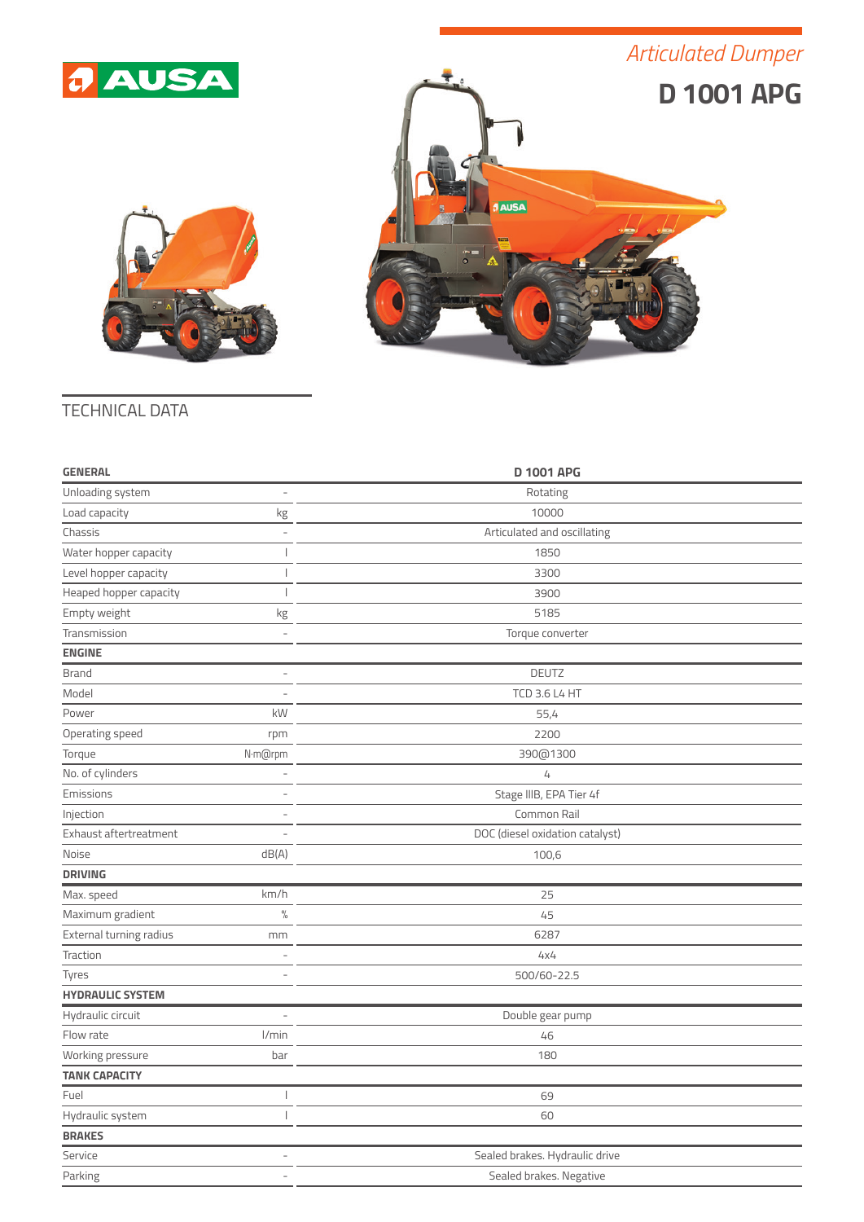AUSA

*Articulated Dumper*

# D 1001 APG

## TECHNICAL DATA

| GENERAL | | D 1001 APG |
|---|---|---|
| Unloading system | - | Rotating |
| Load capacity | kg | 10000 |
| Chassis | - | Articulated and oscillating |
| Water hopper capacity | l | 1850 |
| Level hopper capacity | l | 3300 |
| Heaped hopper capacity | l | 3900 |
| Empty weight | kg | 5185 |
| Transmission | - | Torque converter |
| **ENGINE** | | |
| Brand | - | DEUTZ |
| Model | - | TCD 3.6 L4 HT |
| Power | kW | 55,4 |
| Operating speed | rpm | 2200 |
| Torque | N·m@rpm | 390@1300 |
| No. of cylinders | - | 4 |
| Emissions | - | Stage IIIB, EPA Tier 4f |
| Injection | - | Common Rail |
| Exhaust aftertreatment | - | DOC (diesel oxidation catalyst) |
| Noise | dB(A) | 100,6 |
| **DRIVING** | | |
| Max. speed | km/h | 25 |
| Maximum gradient | % | 45 |
| External turning radius | mm | 6287 |
| Traction | - | 4x4 |
| Tyres | - | 500/60-22.5 |
| **HYDRAULIC SYSTEM** | | |
| Hydraulic circuit | - | Double gear pump |
| Flow rate | l/min | 46 |
| Working pressure | bar | 180 |
| **TANK CAPACITY** | | |
| Fuel | l | 69 |
| Hydraulic system | l | 60 |
| **BRAKES** | | |
| Service | - | Sealed brakes. Hydraulic drive |
| Parking | - | Sealed brakes. Negative |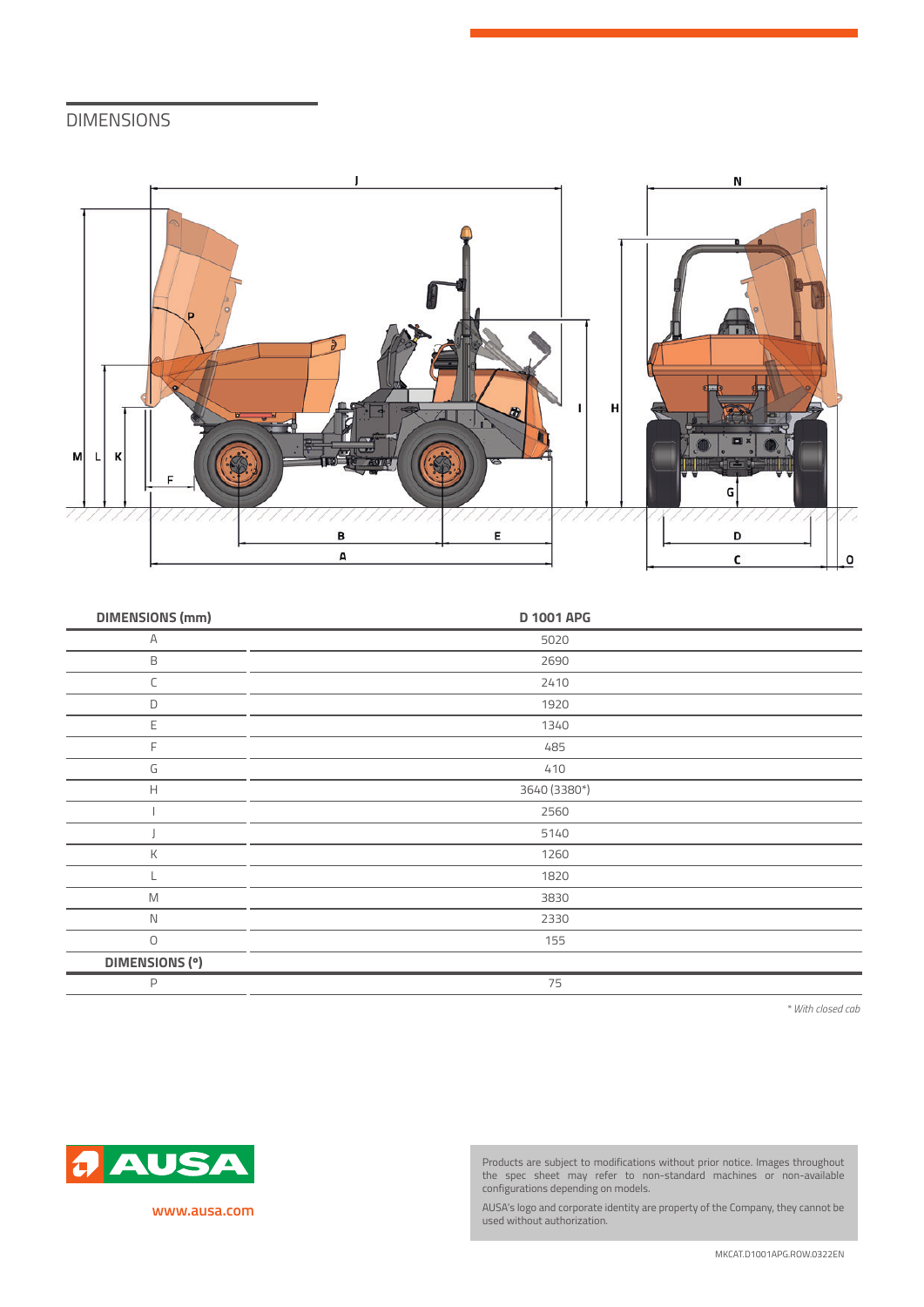## DIMENSIONS

J
N
P
M
L
K
F
I
H
G
B
E
A
D
C
O

| DIMENSIONS (mm) | D 1001 APG |
|---|---|
| A | 5020 |
| B | 2690 |
| C | 2410 |
| D | 1920 |
| E | 1340 |
| F | 485 |
| G | 410 |
| H | 3640 (3380*) |
| I | 2560 |
| J | 5140 |
| K | 1260 |
| L | 1820 |
| M | 3830 |
| N | 2330 |
| O | 155 |
| **DIMENSIONS (°)** | |
| P | 75 |

*\* With closed cab*

AUSA

www.ausa.com

Products are subject to modifications without prior notice. Images throughout the spec sheet may refer to non-standard machines or non-available configurations depending on models.

AUSA's logo and corporate identity are property of the Company, they cannot be used without authorization.

MKCAT.D1001APG.ROW.0322EN